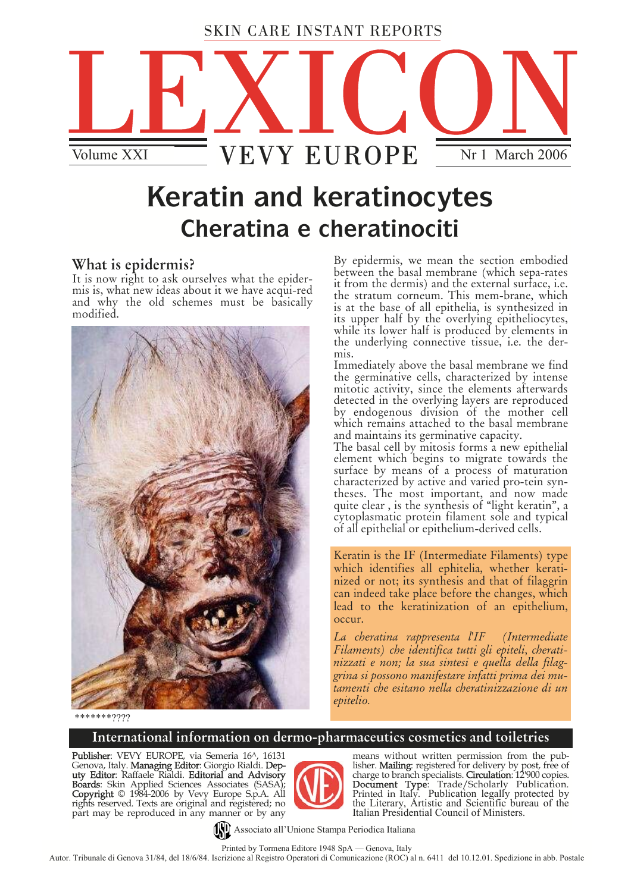SKIN CARE INSTANT REPORTS

# LEXICON

Volume XXI — VEVY EUROPE — Nr 1 March 2006

# Keratin and keratinocytes

## Cheratina e cheratinociti

### What is epidermis?

It is now right to ask ourselves what the epidermis is, what new ideas about it we have acqui-red and why the old schemes must be basically modified.

*******????

By epidermis, we mean the section embodied between the basal membrane (which sepa-rates it from the dermis) and the external surface, i.e. the stratum corneum. This mem-brane, which is at the base of all epithelia, is synthesized in its upper half by the overlying epitheliocytes, while its lower half is produced by elements in the underlying connective tissue, i.e. the dermis.

Immediately above the basal membrane we find the germinative cells, characterized by intense mitotic activity, since the elements afterwards detected in the overlying layers are reproduced by endogenous division of the mother cell which remains attached to the basal membrane and maintains its germinative capacity.

The basal cell by mitosis forms a new epithelial element which begins to migrate towards the surface by means of a process of maturation characterized by active and varied pro-tein syntheses. The most important, and now made quite clear , is the synthesis of "light keratin", a cytoplasmatic protein filament sole and typical of all epithelial or epithelium-derived cells.

Keratin is the IF (Intermediate Filaments) type which identifies all ephitelia, whether keratinized or not; its synthesis and that of filaggrin can indeed take place before the changes, which lead to the keratinization of an epithelium, occur.

*La cheratina rappresenta l'IF (Intermediate Filaments) che identifica tutti gli epiteli, cheratinizzati e non; la sua sintesi e quella della filaggrina si possono manifestare infatti prima dei mutamenti che esitano nella cheratinizzazione di un epitelio.*

**International information on dermo-pharmaceutics cosmetics and toiletries**

**Publisher**: VEVY EUROPE, via Semeria 16A, 16131 Genova, Italy. **Managing Editor**: Giorgio Rialdi. **Deputy Editor**: Raffaele Rialdi. **Editorial and Advisory Boards**: Skin Applied Sciences Associates (SASA); **Copyright** © 1984-2006 by Vevy Europe S.p.A. All rights reserved. Texts are original and registered; no part may be reproduced in any manner or by any means without written permission from the publisher. **Mailing**: registered for delivery by post, free of charge to branch specialists. **Circulation**: 12'900 copies. **Document Type**: Trade/Scholarly Publication. Printed in Italy. Publication legally protected by the Literary, Artistic and Scientific bureau of the Italian Presidential Council of Ministers.

Associato all'Unione Stampa Periodica Italiana

Printed by Tormena Editore 1948 SpA — Genova, Italy

Autor. Tribunale di Genova 31/84, del 18/6/84. Iscrizione al Registro Operatori di Comunicazione (ROC) al n. 6411 del 10.12.01. Spedizione in abb. Postale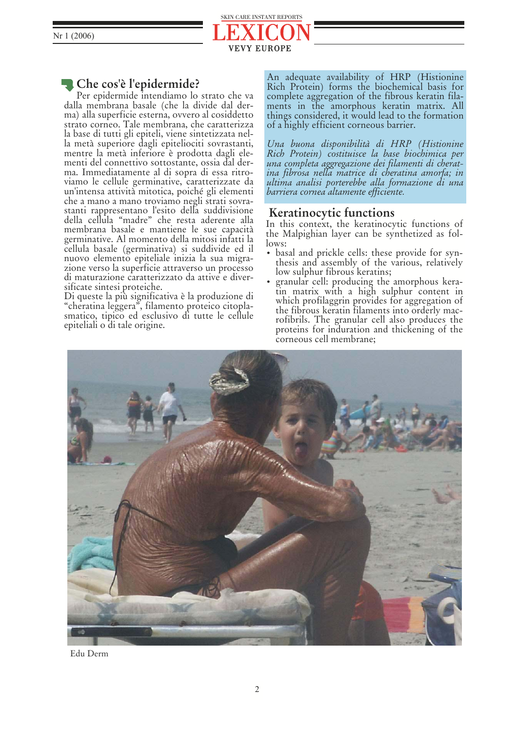## Che cos'è l'epidermide?

Per epidermide intendiamo lo strato che va dalla membrana basale (che la divide dal derma) alla superficie esterna, ovvero al cosiddetto strato corneo. Tale membrana, che caratterizza la base di tutti gli epiteli, viene sintetizzata nella metà superiore dagli epiteliociti sovrastanti, mentre la metà inferiore è prodotta dagli elementi del connettivo sottostante, ossia dal derma. Immediatamente al di sopra di essa ritroviamo le cellule germinative, caratterizzate da un'intensa attività mitotica, poiché gli elementi che a mano a mano troviamo negli strati sovrastanti rappresentano l'esito della suddivisione della cellula "madre" che resta aderente alla membrana basale e mantiene le sue capacità germinative. Al momento della mitosi infatti la cellula basale (germinativa) si suddivide ed il nuovo elemento epiteliale inizia la sua migrazione verso la superficie attraverso un processo di maturazione caratterizzato da attive e diversificate sintesi proteiche.
Di queste la più significativa è la produzione di "cheratina leggera", filamento proteico citoplasmatico, tipico ed esclusivo di tutte le cellule epiteliali o di tale origine.

An adequate availability of HRP (Histionine Rich Protein) forms the biochemical basis for complete aggregation of the fibrous keratin filaments in the amorphous keratin matrix. All things considered, it would lead to the formation of a highly efficient corneous barrier.

*Una buona disponibilità di HRP (Histionine Rich Protein) costituisce la base biochimica per una completa aggregazione dei filamenti di cheratina fibrosa nella matrice di cheratina amorfa; in ultima analisi porterebbe alla formazione di una barriera cornea altamente efficiente.*

## Keratinocytic functions

In this context, the keratinocytic functions of the Malpighian layer can be synthetized as follows:

- basal and prickle cells: these provide for synthesis and assembly of the various, relatively low sulphur fibrous keratins;
- granular cell: producing the amorphous keratin matrix with a high sulphur content in which profilaggrin provides for aggregation of the fibrous keratin filaments into orderly macrofibrils. The granular cell also produces the proteins for induration and thickening of the corneous cell membrane;

Edu Derm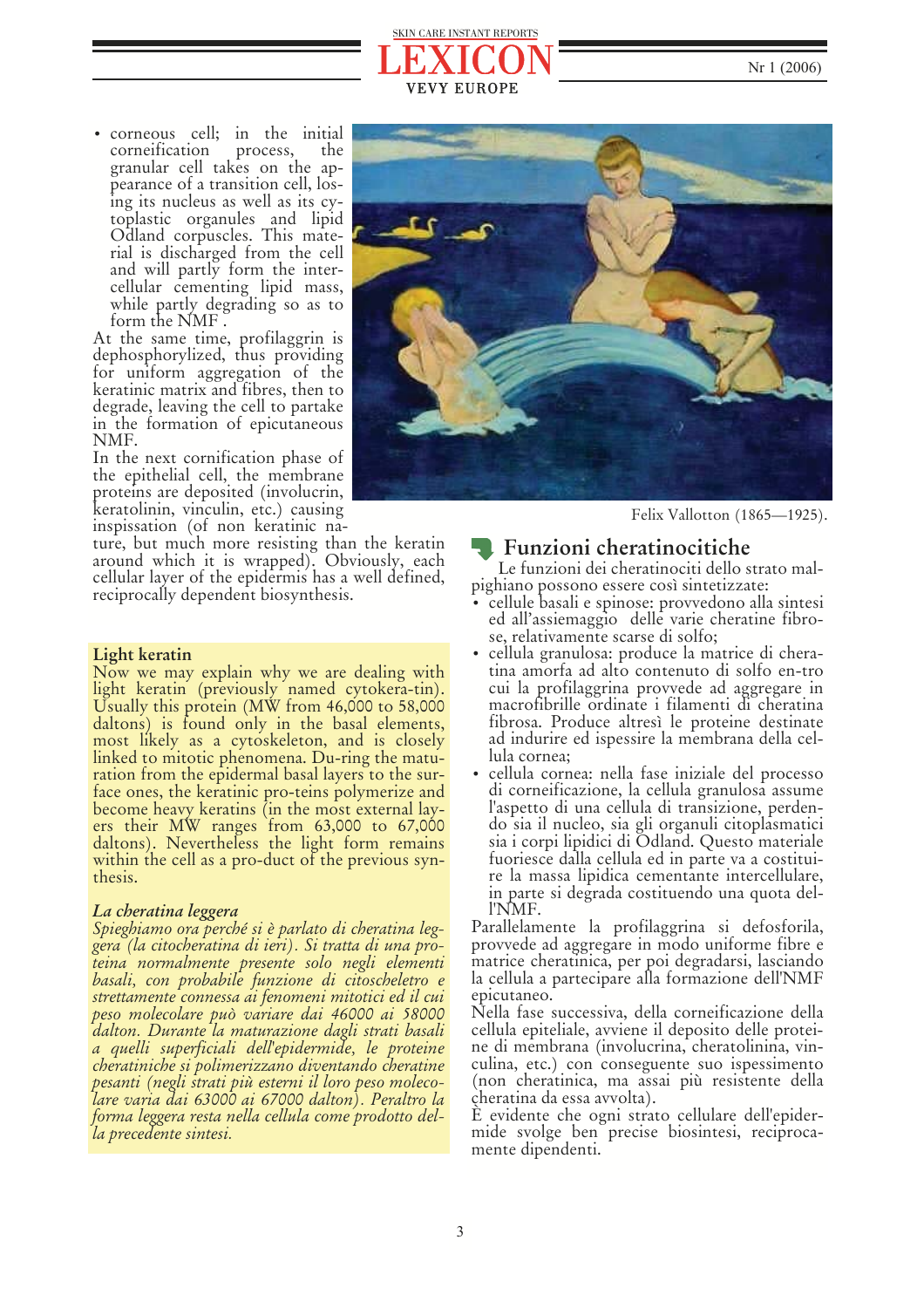- corneous cell; in the initial corneification process, the granular cell takes on the appearance of a transition cell, losing its nucleus as well as its cytoplastic organules and lipid Odland corpuscles. This material is discharged from the cell and will partly form the intercellular cementing lipid mass, while partly degrading so as to form the NMF.

At the same time, profilaggrin is dephosphorylized, thus providing for uniform aggregation of the keratinic matrix and fibres, then to degrade, leaving the cell to partake in the formation of epicutaneous NMF.

In the next cornification phase of the epithelial cell, the membrane proteins are deposited (involucrin, keratolinin, vinculin, etc.) causing inspissation (of non keratinic nature, but much more resisting than the keratin around which it is wrapped). Obviously, each cellular layer of the epidermis has a well defined, reciprocally dependent biosynthesis.

### Light keratin

Now we may explain why we are dealing with light keratin (previously named cytokeratin). Usually this protein (MW from 46,000 to 58,000 daltons) is found only in the basal elements, most likely as a cytoskeleton, and is closely linked to mitotic phenomena. During the maturation from the epidermal basal layers to the surface ones, the keratinic proteins polymerize and become heavy keratins (in the most external layers their MW ranges from 63,000 to 67,000 daltons). Nevertheless the light form remains within the cell as a product of the previous synthesis.

### *La cheratina leggera*

*Spieghiamo ora perché si è parlato di cheratina leggera (la citocheratina di ieri). Si tratta di una proteina normalmente presente solo negli elementi basali, con probabile funzione di citoscheletro e strettamente connessa ai fenomeni mitotici ed il cui peso molecolare può variare dai 46000 ai 58000 dalton. Durante la maturazione dagli strati basali a quelli superficiali dell'epidermide, le proteine cheratiniche si polimerizzano diventando cheratine pesanti (negli strati più esterni il loro peso molecolare varia dai 63000 ai 67000 dalton). Peraltro la forma leggera resta nella cellula come prodotto della precedente sintesi.*

Felix Vallotton (1865—1925).

## Funzioni cheratinocitiche

Le funzioni dei cheratinociti dello strato malpighiano possono essere così sintetizzate:

- cellule basali e spinose: provvedono alla sintesi ed all'assiemaggio delle varie cheratine fibrose, relativamente scarse di solfo;
- cellula granulosa: produce la matrice di cheratina amorfa ad alto contenuto di solfo entro cui la profilaggrina provvede ad aggregare in macrofibrille ordinate i filamenti di cheratina fibrosa. Produce altresì le proteine destinate ad indurire ed ispessire la membrana della cellula cornea;
- cellula cornea: nella fase iniziale del processo di corneificazione, la cellula granulosa assume l'aspetto di una cellula di transizione, perdendo sia il nucleo, sia gli organuli citoplasmatici sia i corpi lipidici di Odland. Questo materiale fuoriesce dalla cellula ed in parte va a costituire la massa lipidica cementante intercellulare, in parte si degrada costituendo una quota dell'NMF.

Parallelamente la profilaggrina si defosforila, provvede ad aggregare in modo uniforme fibre e matrice cheratinica, per poi degradarsi, lasciando la cellula a partecipare alla formazione dell'NMF epicutaneo.

Nella fase successiva, della corneificazione della cellula epiteliale, avviene il deposito delle proteine di membrana (involucrina, cheratolinina, vinculina, etc.) con conseguente suo ispessimento (non cheratinica, ma assai più resistente della cheratina da essa avvolta).

È evidente che ogni strato cellulare dell'epidermide svolge ben precise biosintesi, reciprocamente dipendenti.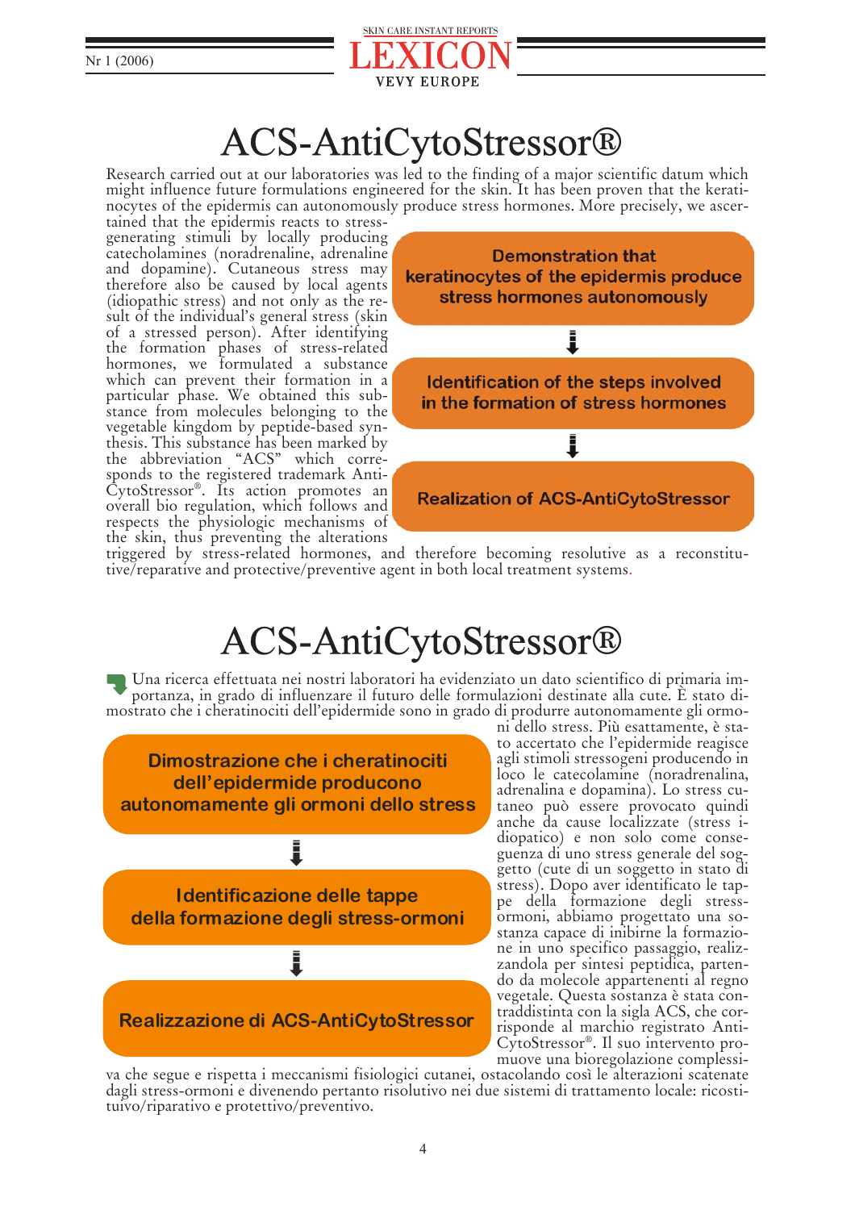# ACS-AntiCytoStressor®

Research carried out at our laboratories was led to the finding of a major scientific datum which might influence future formulations engineered for the skin. It has been proven that the keratinocytes of the epidermis can autonomously produce stress hormones. More precisely, we ascertained that the epidermis reacts to stress-generating stimuli by locally producing catecholamines (noradrenaline, adrenaline and dopamine). Cutaneous stress may therefore also be caused by local agents (idiopathic stress) and not only as the result of the individual's general stress (skin of a stressed person). After identifying the formation phases of stress-related hormones, we formulated a substance which can prevent their formation in a particular phase. We obtained this substance from molecules belonging to the vegetable kingdom by peptide-based synthesis. This substance has been marked by the abbreviation "ACS" which corresponds to the registered trademark Anti-CytoStressor®. Its action promotes an overall bio regulation, which follows and respects the physiologic mechanisms of the skin, thus preventing the alterations triggered by stress-related hormones, and therefore becoming resolutive as a reconstitutive/reparative and protective/preventive agent in both local treatment systems.

**Demonstration that keratinocytes of the epidermis produce stress hormones autonomously**

↓

**Identification of the steps involved in the formation of stress hormones**

↓

**Realization of ACS-AntiCytoStressor**

# ACS-AntiCytoStressor®

Una ricerca effettuata nei nostri laboratori ha evidenziato un dato scientifico di primaria importanza, in grado di influenzare il futuro delle formulazioni destinate alla cute. È stato dimostrato che i cheratinociti dell'epidermide sono in grado di produrre autonomamente gli ormoni dello stress. Più esattamente, è stato accertato che l'epidermide reagisce agli stimoli stressogeni producendo in loco le catecolamine (noradrenalina, adrenalina e dopamina). Lo stress cutaneo può essere provocato quindi anche da cause localizzate (stress idiopatico) e non solo come conseguenza di uno stress generale del soggetto (cute di un soggetto in stato di stress). Dopo aver identificato le tappe della formazione degli stress-ormoni, abbiamo progettato una sostanza capace di inibirne la formazione in uno specifico passaggio, realizzandola per sintesi peptidica, partendo da molecole appartenenti al regno vegetale. Questa sostanza è stata contraddistinta con la sigla ACS, che corrisponde al marchio registrato Anti-CytoStressor®. Il suo intervento promuove una bioregolazione complessiva che segue e rispetta i meccanismi fisiologici cutanei, ostacolando così le alterazioni scatenate dagli stress-ormoni e divenendo pertanto risolutivo nei due sistemi di trattamento locale: ricostituivo/riparativo e protettivo/preventivo.

**Dimostrazione che i cheratinociti dell'epidermide producono autonomamente gli ormoni dello stress**

↓

**Identificazione delle tappe della formazione degli stress-ormoni**

↓

**Realizzazione di ACS-AntiCytoStressor**